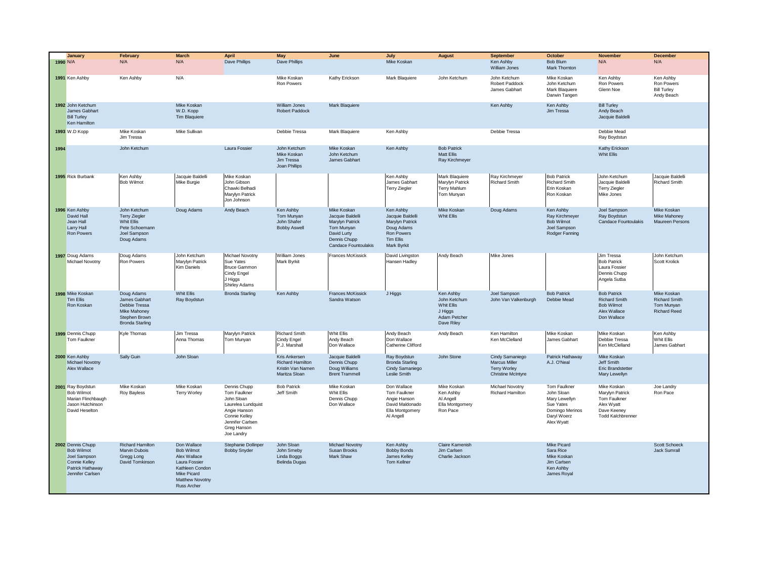| | January | February | March | April | May | June | July | August | September | October | November | December |
|---|---|---|---|---|---|---|---|---|---|---|---|---|
| **1990** | N/A | N/A | N/A | Dave Phillips | Dave Phillips | | Mike Koskan | | Ken Ashby<br>William Jones | Bob Blum<br>Mark Thornton | N/A | N/A |
| **1991** | Ken Ashby | Ken Ashby | N/A | | Mike Koskan<br>Ron Powers | Kathy Erickson | Mark Blaquiere | John Ketchum | John Ketchum<br>Robert Paddock<br>James Gabhart | Mike Koskan<br>John Ketchum<br>Mark Blaquiere<br>Darwin Tangen | Ken Ashby<br>Ron Powers<br>Glenn Noe | Ken Ashby<br>Ron Powers<br>Bill Turley<br>Andy Beach |
| **1992** | John Ketchum<br>James Gabhart<br>Bill Turley<br>Ken Hamilton | | Mike Koskan<br>W.D. Kopp<br>Tim Blaquiere | | William Jones<br>Robert Paddock | Mark Blaquiere | | | Ken Ashby | Ken Ashby<br>Jim Tressa | Bill Turley<br>Andy Beach<br>Jacquie Baldelli | |
| **1993** | W.D Kopp | Mike Koskan<br>Jim Tressa | Mike Sullivan | | Debbie Tressa | Mark Blaquiere | Ken Ashby | | Debbie Tressa | | Debbie Mead<br>Ray Boydstun | |
| **1994** | | John Ketchum | | Laura Fossier | John Ketchum<br>Mike Koskan<br>Jim Tressa<br>Joan Phillips | Mike Koskan<br>John Ketchum<br>James Gabhart | Ken Ashby | Bob Patrick<br>Matt Ellis<br>Ray Kirchmeyer | | | Kathy Erickson<br>Whit Ellis | |
| **1995** | Rick Burbank | Ken Ashby<br>Bob Wilmot | Jacquie Baldelli<br>Mike Burgie | Mike Koskan<br>John Gibson<br>Chawki Belhadi<br>Marylyn Patrick<br>Jon Johnson | | | Ken Ashby<br>James Gabhart<br>Terry Ziegler | Mark Blaquiere<br>Marylyn Patrick<br>Terry Mahlum<br>Tom Munyan | Ray Kirchmeyer<br>Richard Smith | Bob Patrick<br>Richard Smith<br>Erin Koskan<br>Ron Koskan | John Ketchum<br>Jacquie Baldelli<br>Terry Ziegler<br>Mike Jones | Jacquie Baldelli<br>Richard Smith |
| **1996** | Ken Ashby<br>David Hall<br>Jean Hall<br>Larry Hall<br>Ron Powers | John Ketchum<br>Terry Ziegler<br>Whit Ellis<br>Pete Schoemann<br>Joel Sampson<br>Doug Adams | Doug Adams | Andy Beach | Ken Ashby<br>Tom Munyan<br>John Shafer<br>Bobby Aswell | Mike Koskan<br>Jacquie Baldelli<br>Marylyn Patrick<br>Tom Munyan<br>David Lurty<br>Dennis Chupp<br>Candace Fountoulakis | Ken Ashby<br>Jacquie Baldelli<br>Marylyn Patrick<br>Doug Adams<br>Ron Powers<br>Tim Ellis<br>Mark Byrkit | Mike Koskan<br>Whit Ellis | Doug Adams | Ken Ashby<br>Ray Kirchmeyer<br>Bob Wilmot<br>Joel Sampson<br>Rodger Fanning | Joel Sampson<br>Ray Boydstun<br>Candace Fountoulakis | Mike Koskan<br>Mike Mahoney<br>Maureen Persons |
| **1997** | Doug Adams<br>Michael Novotny | Doug Adams<br>Ron Powers | John Ketchum<br>Marylyn Patrick<br>Kim Daniels | Michael Novotny<br>Sue Yates<br>Bruce Gammon<br>Cindy Engel<br>J Higgs<br>Shirley Adams | William Jones<br>Mark Byrkit | Frances McKissick | David Livingston<br>Hansen Hadley | Andy Beach | Mike Jones | | Jim Tressa<br>Bob Patrick<br>Laura Fossier<br>Dennis Chupp<br>Angela Sutba | John Ketchum<br>Scott Krolick |
| **1998** | Mike Koskan<br>Tim Ellis<br>Ron Koskan | Doug Adams<br>James Gabhart<br>Debbie Tressa<br>Mike Mahoney<br>Stephen Brown<br>Bronda Starling | Whit Ellis<br>Ray Boydstun | Bronda Starling | Ken Ashby | Frances McKissick<br>Sandra Watson | J Higgs | Ken Ashby<br>John Ketchum<br>Whit Ellis<br>J Higgs<br>Adam Petcher<br>Dave Riley | Joel Sampson<br>John Van Valkenburgh | Bob Patrick<br>Debbie Mead | Bob Patrick<br>Richard Smith<br>Bob Wilmot<br>Alex Wallace<br>Don Wallace | Mike Koskan<br>Richard Smith<br>Tom Munyan<br>Richard Reed |
| **1999** | Dennis Chupp<br>Tom Faulkner | Kyle Thomas | Jim Tressa<br>Anna Thomas | Marylyn Patrick<br>Tom Munyan | Richard Smith<br>Cindy Engel<br>P.J. Marshall | Whit Ellis<br>Andy Beach<br>Don Wallace | Andy Beach<br>Don Wallace<br>Catherine Clifford | Andy Beach | Ken Hamilton<br>Ken McClelland | Mike Koskan<br>James Gabhart | Mike Koskan<br>Debbie Tressa<br>Ken McClelland | Ken Ashby<br>Whit Ellis<br>James Gabhart |
| **2000** | Ken Ashby<br>Michael Novotny<br>Alex Wallace | Sally Guin | John Sloan | | Kris Ankersen<br>Richard Hamilton<br>Kristin Van Namen<br>Maritza Sloan | Jacquie Baldelli<br>Dennis Chupp<br>Doug Williams<br>Brent Trammell | Ray Boydstun<br>Bronda Starling<br>Cindy Samaniego<br>Leslie Smith | John Stone | Cindy Samaniego<br>Marcus Miller<br>Terry Worley<br>Christine McIntyre | Patrick Hathaway<br>A.J. O'Neal | Mike Koskan<br>Jeff Smith<br>Eric Brandstetter<br>Mary Lewellyn | |
| **2001** | Ray Boydstun<br>Bob Wilmot<br>Marian Flinchbaugh<br>Jason Hutchinson<br>David Heselton | Mike Koskan<br>Roy Bayless | Mike Koskan<br>Terry Worley | Dennis Chupp<br>Tom Faulkner<br>John Sloan<br>Laurelea Lundquist<br>Angie Hanson<br>Connie Kelley<br>Jennifer Carlsen<br>Greg Hanson<br>Joe Landry | Bob Patrick<br>Jeff Smith | Mike Koskan<br>Whit Ellis<br>Dennis Chupp<br>Don Wallace | Don Wallace<br>Tom Faulkner<br>Angie Hanson<br>David Maldonado<br>Ella Montgomery<br>Al Angell | Mike Koskan<br>Ken Ashby<br>Al Angell<br>Ella Montgomery<br>Ron Pace | Michael Novotny<br>Richard Hamilton | Tom Faulkner<br>John Sloan<br>Mary Lewellyn<br>Sue Yates<br>Domingo Merinos<br>Daryl Woerz<br>Alex Wyatt | Mike Koskan<br>Marylyn Patrick<br>Tom Faulkner<br>Alex Wyatt<br>Dave Keeney<br>Todd Kalchbrenner | Joe Landry<br>Ron Pace |
| **2002** | Dennis Chupp<br>Bob Wilmot<br>Joel Sampson<br>Connie Kelley<br>Patrick Hathaway<br>Jennifer Carlsen | Richard Hamilton<br>Marvin Dubois<br>Gregg Long<br>David Tomkinson | Don Wallace<br>Bob Wilmot<br>Alex Wallace<br>Laura Fossier<br>Kathleen Condon<br>Mike Picard<br>Matthew Novotny<br>Russ Archer | Stephanie Dollinper<br>Bobby Snyder | John Sloan<br>John Smeby<br>Linda Boggs<br>Belinda Dugas | Michael Novotny<br>Susan Brooks<br>Mark Shaw | Ken Ashby<br>Bobby Bonds<br>James Kelley<br>Tom Kellner | Claire Kamenish<br>Jim Carlsen<br>Charlie Jackson | | Mike Picard<br>Sara Rice<br>Mike Koskan<br>Jim Carlsen<br>Ken Ashby<br>James Royal | | Scott Schoeck<br>Jack Sumrall |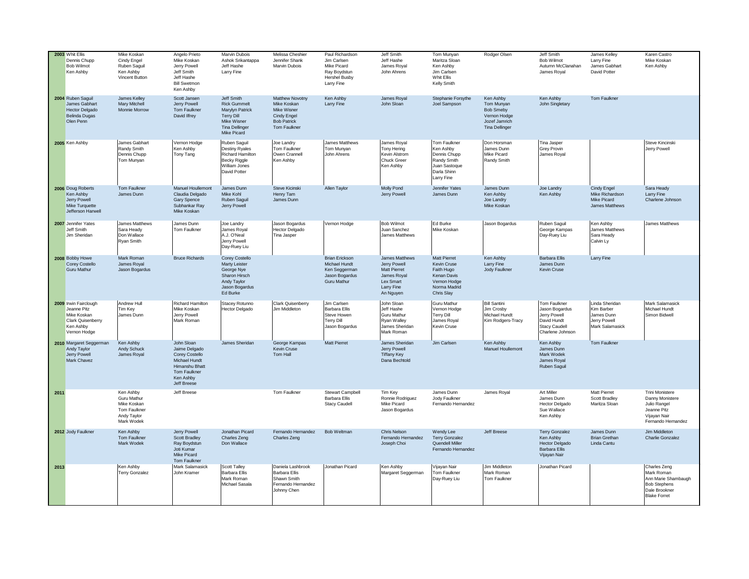| | | | | | | | | | | | | |
|---|---|---|---|---|---|---|---|---|---|---|---|---|
| 2003 | Whit Ellis<br>Dennis Chupp<br>Bob Wilmot<br>Ken Ashby | Mike Koskan<br>Cindy Engel<br>Ruben Saguil<br>Ken Ashby<br>Vincent Button | Angelo Prieto<br>Mike Koskan<br>Jerry Powell<br>Jeff Smith<br>Jeff Hashe<br>Bill Swetmon<br>Ken Ashby | Marvin Dubois<br>Ashok Srikantappa<br>Jeff Hashe<br>Larry Fine | Melissa Cheshier<br>Jennifer Shank<br>Marvin Dubois | Paul Richardson<br>Jim Carlsen<br>Mike Picard<br>Ray Boydstun<br>Hershel Busby<br>Larry Fine | Jeff Smith<br>Jeff Hashe<br>James Royal<br>John Ahrens | Tom Munyan<br>Maritza Sloan<br>Ken Ashby<br>Jim Carlsen<br>Whit Ellis<br>Kelly Smith | Rodger Olsen | Jeff Smith<br>Bob Wilmot<br>Autumn McClanahan<br>James Royal | James Kelley<br>Larry Fine<br>James Gabhart<br>David Potter | Karen Castro<br>Mike Koskan<br>Ken Ashby |
| 2004 | Ruben Saguil<br>James Gabhart<br>Hector Delgado<br>Belinda Dugas<br>Olen Penn | James Kelley<br>Mary Mitchell<br>Monnie Morrow | Scott Jansen<br>Jerry Powell<br>Tom Faulkner<br>David Ilfrey | Jeff Smith<br>Rick Gummelt<br>Marylyn Patrick<br>Terry Dill<br>Mike Wisner<br>Tina Dellinger<br>Mike Picard | Matthew Novotny<br>Mike Koskan<br>Mike Wisner<br>Cindy Engel<br>Bob Patrick<br>Tom Faulkner | Ken Ashby<br>Larry Fine | James Royal<br>John Sloan | Stephanie Forsythe<br>Joel Sampson | Ken Ashby<br>Tom Munyan<br>Bob Smeby<br>Vernon Hodge<br>Jozef Jamrich<br>Tina Dellinger | Ken Ashby<br>John Singletary | Tom Faulkner | |
| 2005 | Ken Ashby | James Gabhart<br>Randy Smith<br>Dennis Chupp<br>Tom Munyan | Vernon Hodge<br>Ken Ashby<br>Tony Tang | Ruben Saguil<br>Destiny Ryales<br>Richard Hamilton<br>Becky Riggle<br>William Jones<br>David Potter | Joe Landry<br>Tom Faulkner<br>Owen Crannell<br>Ken Ashby | James Matthews<br>Tom Munyan<br>John Ahrens | James Royal<br>Tony Hering<br>Kevin Alstrom<br>Chuck Greer<br>Ken Ashby | Tom Faulkner<br>Ken Ashby<br>Dennis Chupp<br>Randy Smith<br>Juan Sastoque<br>Darla Shinn<br>Larry Fine | Don Horsman<br>James Dunn<br>Mike Picard<br>Randy Smith | Tina Jasper<br>Grey Provin<br>James Royal | | Steve Kincinski<br>Jerry Powell |
| 2006 | Doug Roberts<br>Ken Ashby<br>Jerry Powell<br>Mike Turquette<br>Jefferson Harwell | Tom Faulkner<br>James Dunn | Manuel Houllemont<br>Claudia Delgado<br>Gary Spence<br>Subhankar Ray<br>Mike Koskan | James Dunn<br>Mike Kohl<br>Ruben Saguil<br>Jerry Powell | Steve Kicinski<br>Henry Tam<br>James Dunn | Allen Taylor | Molly Pond<br>Jerry Powell | Jennifer Yates<br>James Dunn | James Dunn<br>Ken Ashby<br>Joe Landry<br>Mike Koskan | Joe Landry<br>Ken Ashby | Cindy Engel<br>Mike Richardson<br>Mike Picard<br>James Matthews | Sara Heady<br>Larry Fine<br>Charlene Johnson |
| 2007 | Jennifer Yates<br>Jeff Smith<br>Jim Sheridan | James Matthews<br>Sara Heady<br>Don Wallace<br>Ryan Smith | James Dunn<br>Tom Faulkner | Joe Landry<br>James Royal<br>A.J. O'Neal<br>Jerry Powell<br>Day-Ruey Liu | Jason Bogardus<br>Hector Delgado<br>Tina Jasper | Vernon Hodge | Bob Wilmot<br>Juan Sanchez<br>James Matthews | Ed Burke<br>Mike Koskan | Jason Bogardus | Ruben Saguil<br>George Kampas<br>Day-Ruey Liu | Ken Ashby<br>James Matthews<br>Sara Heady<br>Calvin Ly | James Matthews |
| 2008 | Bobby Howe<br>Corey Costello<br>Guru Mathur | Mark Roman<br>James Royal<br>Jason Bogardus | Bruce Richards | Corey Costello<br>Marty Leister<br>George Nye<br>Sharon Hirsch<br>Andy Taylor<br>Jason Bogardus<br>Ed Burke | | Brian Erickson<br>Michael Hundt<br>Ken Seggerman<br>Jason Bogardus<br>Guru Mathur | James Matthews<br>Jerry Powell<br>Matt Pierret<br>James Royal<br>Lex Smart<br>Larry Fine<br>An Nguyen | Matt Pierret<br>Kevin Cruse<br>Faith Hugo<br>Kenan Davis<br>Vernon Hodge<br>Norma Madrid<br>Chris Slay | Ken Ashby<br>Larry Fine<br>Jody Faulkner | Barbara Ellis<br>James Dunn<br>Kevin Cruse | Larry Fine | |
| 2009 | Irwin Fairclough<br>Jeanne Pitz<br>Mike Koskan<br>Clark Quisenberry<br>Ken Ashby<br>Vernon Hodge | Andrew Hull<br>Tim Key<br>James Dunn | Richard Hamilton<br>Mike Koskan<br>Jerry Powell<br>Mark Roman | Stacey Rotunno<br>Hector Delgado | Clark Quisenberry<br>Jim Middleton | Jim Carlsen<br>Barbara Ellis<br>Steve Howen<br>Terry Dill<br>Jason Bogardus | John Sloan<br>Jeff Hashe<br>Guru Mathur<br>Ryan Walley<br>James Sheridan<br>Mark Roman | Guru Mathur<br>Vernon Hodge<br>Terry Dill<br>James Royal<br>Kevin Cruse | Bill Santini<br>Jim Crosby<br>Michael Hundt<br>Kim Rodgers-Tracy | Tom Faulkner<br>Jason Bogardus<br>Jerry Powell<br>David Hundt<br>Stacy Caudell<br>Charlene Johnson | Linda Sheridan<br>Kim Barber<br>James Dunn<br>Jerry Powell<br>Mark Salamasick | Mark Salamasick<br>Michael Hundt<br>Simon Bidwell |
| 2010 | Margaret Seggerman<br>Andy Taylor<br>Jerry Powell<br>Mark Chavez | Ken Ashby<br>Andy Schuck<br>James Royal | John Sloan<br>Jaime Delgado<br>Corey Costello<br>Michael Hundt<br>Himanshu Bhatt<br>Tom Faulkner<br>Ken Ashby<br>Jeff Breese | James Sheridan | George Kampas<br>Kevin Cruse<br>Tom Hall | Matt Pierret | James Sheridan<br>Jerry Powell<br>Tiffany Key<br>Dana Bechtold | Jim Carlsen | Ken Ashby<br>Manuel Houllemont | Ken Ashby<br>James Dunn<br>Mark Wodek<br>James Royal<br>Ruben Saguil | Tom Faulkner | |
| 2011 | | Ken Ashby<br>Guru Mathur<br>Mike Koskan<br>Tom Faulkner<br>Andy Taylor<br>Mark Wodek | Jeff Breese | | Tom Faulkner | Stewart Campbell<br>Barbara Ellis<br>Stacy Caudell | Tim Key<br>Ronnie Rodriguez<br>Mike Picard<br>Jason Bogardus | James Dunn<br>Jody Faulkner<br>Fernando Hernandez | James Royal | Art Miller<br>James Dunn<br>Hector Delgado<br>Sue Wallace<br>Ken Ashby | Matt Pierret<br>Scott Bradley<br>Maritza Sloan | Trini Monistere<br>Danny Monistere<br>Julio Rangel<br>Jeanne Pitz<br>Vijayan Nair<br>Fernando Hernandez |
| 2012 | Jody Faulkner | Ken Ashby<br>Tom Faulkner<br>Mark Wodek | Jerry Powell<br>Scott Bradley<br>Ray Boydstun<br>Joti Kumar<br>Mike Picard<br>Tom Faulkner | Jonathan Picard<br>Charles Zeng<br>Don Wallace | Fernando Hernandez<br>Charles Zeng | Bob Weltman | Chris Nelson<br>Fernando Hernandez<br>Joseph Choi | Wendy Lee<br>Terry Gonzalez<br>Quendell Miller<br>Fernando Hernandez | Jeff Breese | Terry Gonzalez<br>Ken Ashby<br>Hector Delgado<br>Barbara Ellis<br>Vijayan Nair | James Dunn<br>Brian Grethan<br>Linda Cantu | Jim Middleton<br>Charlie Gonzalez |
| 2013 | | Ken Ashby<br>Terry Gonzalez | Mark Salamasick<br>John Kramer | Scott Talley<br>Barbara Ellis<br>Mark Roman<br>Michael Sasala | Daniela Lashbrook<br>Barbara Ellis<br>Shawn Smith<br>Fernando Hernandez<br>Johnny Chen | Jonathan Picard | Ken Ashby<br>Margaret Seggerman | Vijayan Nair<br>Tom Faulkner<br>Day-Ruey Liu | Jim Middleton<br>Mark Roman<br>Tom Faulkner | Jonathan Picard | | Charles Zeng<br>Mark Roman<br>Ann Marie Shambaugh<br>Bob Stephens<br>Dale Brookner<br>Blake Forret |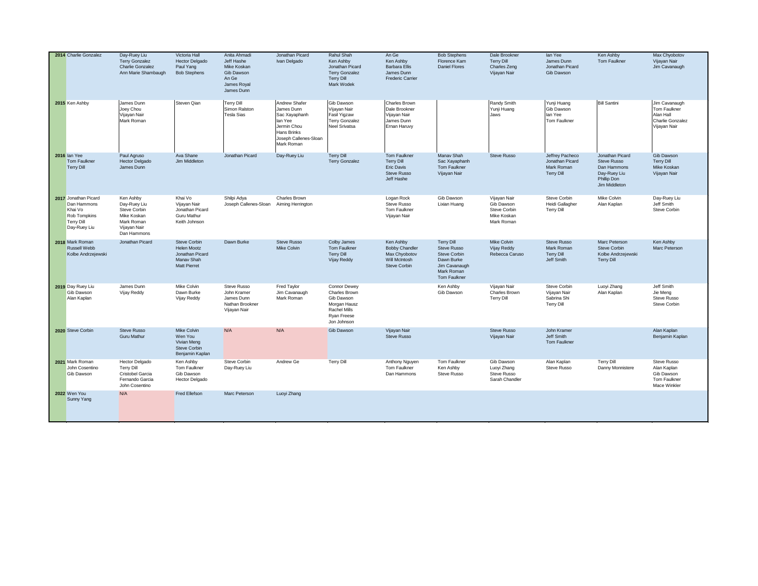| | | | | | | | | | | | |
|---|---|---|---|---|---|---|---|---|---|---|---|
| **2014** Charlie Gonzalez | Day-Ruey Liu<br>Terry Gonzalez<br>Charlie Gonzalez<br>Ann Marie Shambaugh | Victoria Hall<br>Hector Delgado<br>Paul Yang<br>Bob Stephens | Anita Ahmadi<br>Jeff Hashe<br>Mike Koskan<br>Gib Dawson<br>An Ge<br>James Royal<br>James Dunn | Jonathan Picard<br>Ivan Delgado | Rahul Shah<br>Ken Ashby<br>Jonathan Picard<br>Terry Gonzalez<br>Terry Dill<br>Mark Wodek | An Ge<br>Ken Ashby<br>Barbara Ellis<br>James Dunn<br>Frederic Carrier | Bob Stephens<br>Florence Kam<br>Daniel Flores | Dale Brookner<br>Terry Dill<br>Charles Zeng<br>Vijayan Nair | Ian Yee<br>James Dunn<br>Jonathan Picard<br>Gib Dawson | Ken Ashby<br>Tom Faulkner | Max Chyobotov<br>Vijayan Nair<br>Jim Cavanaugh |
| **2015** Ken Ashby | James Dunn<br>Joey Chou<br>Vijayan Nair<br>Mark Roman | Steven Qian | Terry Dill<br>Simon Ralston<br>Tesla Sias | Andrew Shafer<br>James Dunn<br>Sac Xayaphanh<br>Ian Yee<br>Jermin Chou<br>Hans Brinks<br>Joseph Callenes-Sloan<br>Mark Roman | Gib Dawson<br>Vijayan Nair<br>Fasil Yigzaw<br>Terry Gonzalez<br>Neel Srivatsa | Charles Brown<br>Dale Brookner<br>Vijayan Nair<br>James Dunn<br>Ernan Haruvy | | Randy Smith<br>Yunji Huang<br>Jaws | Yunji Huang<br>Gib Dawson<br>Ian Yee<br>Tom Faulkner | Bill Santini | Jim Cavanaugh<br>Tom Faulkner<br>Alan Hall<br>Charlie Gonzalez<br>Vijayan Nair |
| **2016** Ian Yee<br>Tom Faulkner<br>Terry Dill | Paul Agruso<br>Hector Delgado<br>James Dunn | Ava Shane<br>Jim Middleton | Jonathan Picard | Day-Ruey Liu | Terry Dill<br>Terry Gonzalez | Tom Faulkner<br>Terry Dill<br>Eric Davis<br>Steve Russo<br>Jeff Hashe | Manav Shah<br>Sac Xayaphanh<br>Tom Faulkner<br>Vijayan Nair | Steve Russo | Jeffrey Pacheco<br>Jonathan Picard<br>Mark Roman<br>Terry Dill | Jonathan Picard<br>Steve Russo<br>Dan Hammons<br>Day-Ruey Liu<br>Phillip Don<br>Jim Middleton | Gib Dawson<br>Terry Dill<br>Mike Koskan<br>Vijayan Nair |
| **2017** Jonathan Picard<br>Dan Hammons<br>Khai Vo<br>Rob Tompkins<br>Terry Dill<br>Day-Ruey Liu | Ken Ashby<br>Day-Ruey Liu<br>Steve Corbin<br>Mike Koskan<br>Mark Roman<br>Vijayan Nair<br>Dan Hammons | Khai Vo<br>Vijayan Nair<br>Jonathan Picard<br>Guru Mathur<br>Keith Johnson | Shilpi Adya<br>Joseph Callenes-Sloan | Charles Brown<br>Aiming Herrington | | Logan Rock<br>Steve Russo<br>Tom Faulkner<br>Vijayan Nair | Gib Dawson<br>Lixian Huang | Vijayan Nair<br>Gib Dawson<br>Steve Corbin<br>Mike Koskan<br>Mark Roman | Steve Corbin<br>Heidi Gallagher<br>Terry Dill | Mike Colvin<br>Alan Kaplan | Day-Ruey Liu<br>Jeff Smith<br>Steve Corbin |
| **2018** Mark Roman<br>Russell Webb<br>Kolbe Andrzejewski | Jonathan Picard | Steve Corbin<br>Helen Mootz<br>Jonathan Picard<br>Manav Shah<br>Matt Pierret | Dawn Burke | Steve Russo<br>Mike Colvin | Colby James<br>Tom Faulkner<br>Terry Dill<br>Vijay Reddy | Ken Ashby<br>Bobby Chandler<br>Max Chyobotov<br>Will McIntosh<br>Steve Corbin | Terry Dill<br>Steve Russo<br>Steve Corbin<br>Dawn Burke<br>Jim Cavanaugh<br>Mark Roman<br>Tom Faulkner | Mike Colvin<br>Vijay Reddy<br>Rebecca Caruso | Steve Russo<br>Mark Roman<br>Terry Dill<br>Jeff Smith | Marc Peterson<br>Steve Corbin<br>Kolbe Andrzejewski<br>Terry Dill | Ken Ashby<br>Marc Peterson |
| **2019** Day Ruey Liu<br>Gib Dawson<br>Alan Kaplan | James Dunn<br>Vijay Reddy | Mike Colvin<br>Dawn Burke<br>Vijay Reddy | Steve Russo<br>John Kramer<br>James Dunn<br>Nathan Brookner<br>Vijayan Nair | Fred Taylor<br>Jim Cavanaugh<br>Mark Roman | Connor Dewey<br>Charles Brown<br>Gib Dawson<br>Morgan Hausz<br>Rachel Mills<br>Ryan Freese<br>Jon Johnson | | Ken Ashby<br>Gib Dawson | Vijayan Nair<br>Charles Brown<br>Terry Dill | Steve Corbin<br>Vijayan Nair<br>Sabrina Shi<br>Terry Dill | Luoyi Zhang<br>Alan Kaplan | Jeff Smith<br>Jie Meng<br>Steve Russo<br>Steve Corbin |
| **2020** Steve Corbin | Steve Russo<br>Guru Mathur | Mike Colvin<br>Wen You<br>Vivian Meng<br>Steve Corbin<br>Benjamin Kaplan | N/A | N/A | Gib Dawson | Vijayan Nair<br>Steve Russo | | Steve Russo<br>Vijayan Nair | John Kramer<br>Jeff Smith<br>Tom Faulkner | | Alan Kaplan<br>Benjamin Kaplan |
| **2021** Mark Roman<br>John Cosentino<br>Gib Dawson | Hector Delgado<br>Terry Dill<br>Cristobel Garcia<br>Fernando Garcia<br>John Cosentino | Ken Ashby<br>Tom Faulkner<br>Gib Dawson<br>Hector Delgado | Steve Corbin<br>Day-Ruey Liu | Andrew Ge | Terry Dill | Anthony Nguyen<br>Tom Faulkner<br>Dan Hammons | Tom Faulkner<br>Ken Ashby<br>Steve Russo | Gib Dawson<br>Luoyi Zhang<br>Steve Russo<br>Sarah Chandler | Alan Kaplan<br>Steve Russo | Terry Dill<br>Danny Monnistere | Steve Russo<br>Alan Kaplan<br>Gib Dawson<br>Tom Faulkner<br>Mace Winkler |
| **2022** Wen You<br>Sunny Yang | N/A | Fred Ellefson | Marc Peterson | Luoyi Zhang | | | | | | | |